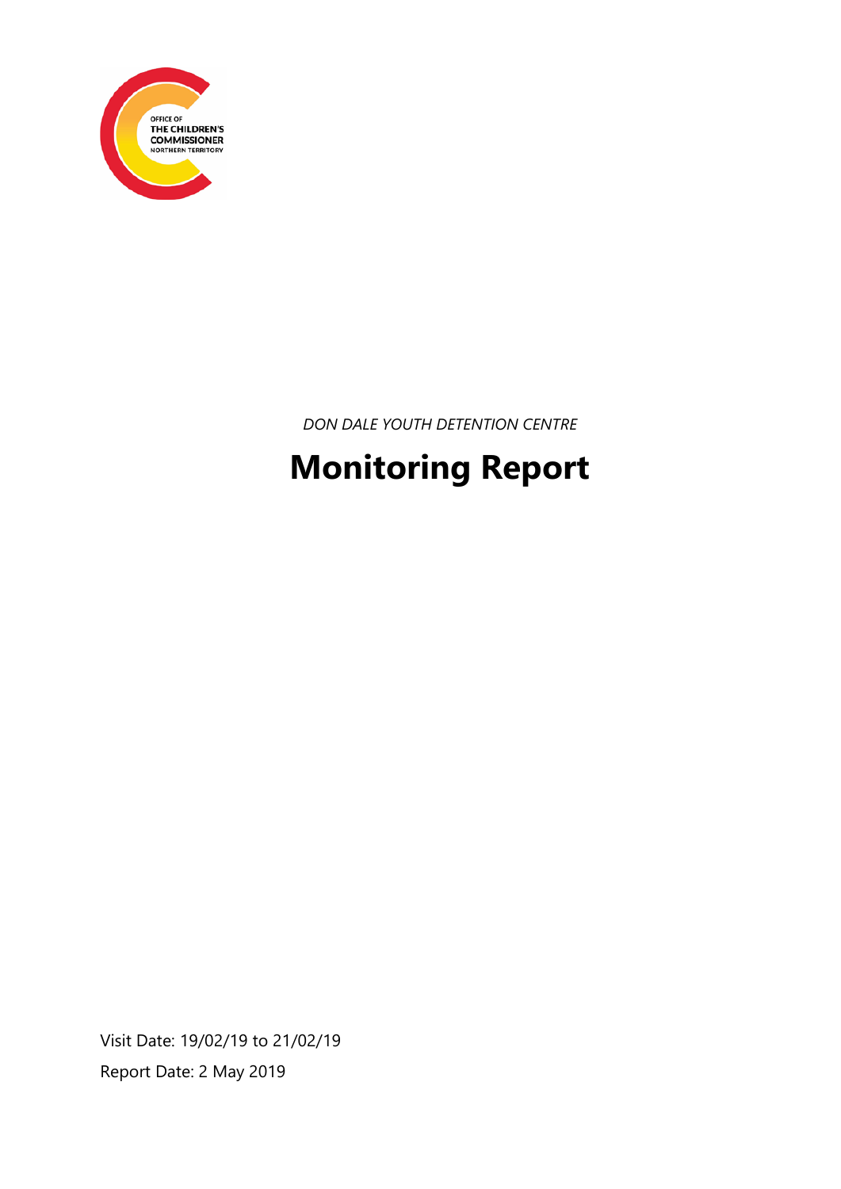OFFICE OF
THE CHILDREN'S
COMMISSIONER
NORTHERN TERRITORY

*DON DALE YOUTH DETENTION CENTRE*

# Monitoring Report

Visit Date: 19/02/19 to 21/02/19

Report Date: 2 May 2019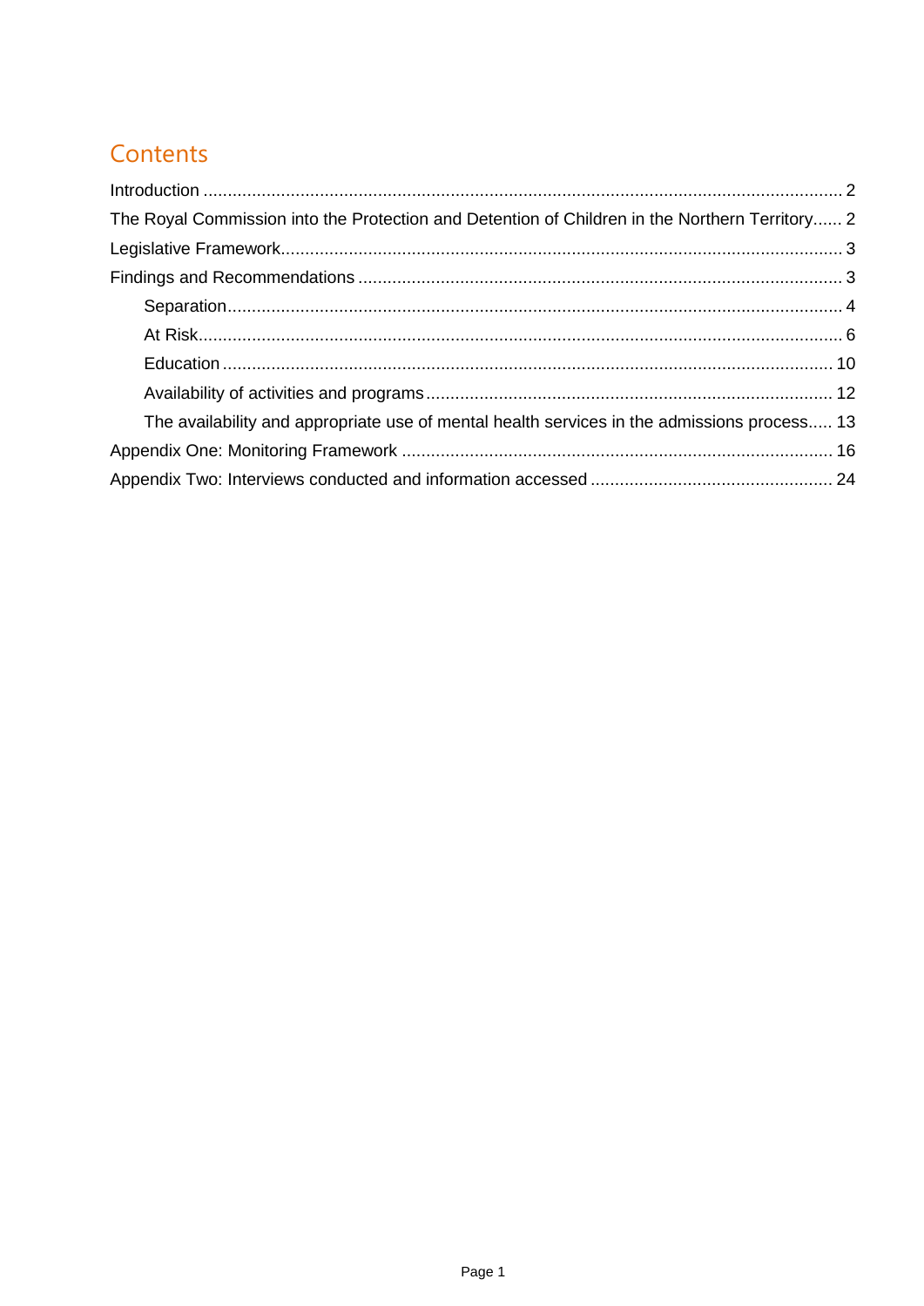# Contents

Introduction .................................................................................................................................... 2

The Royal Commission into the Protection and Detention of Children in the Northern Territory...... 2

Legislative Framework.................................................................................................................. 3

Findings and Recommendations .................................................................................................. 3

- Separation............................................................................................................................. 4
- At Risk.................................................................................................................................. 6
- Education ............................................................................................................................ 10
- Availability of activities and programs.................................................................................. 12
- The availability and appropriate use of mental health services in the admissions process..... 13

Appendix One: Monitoring Framework ........................................................................................ 16

Appendix Two: Interviews conducted and information accessed ................................................ 24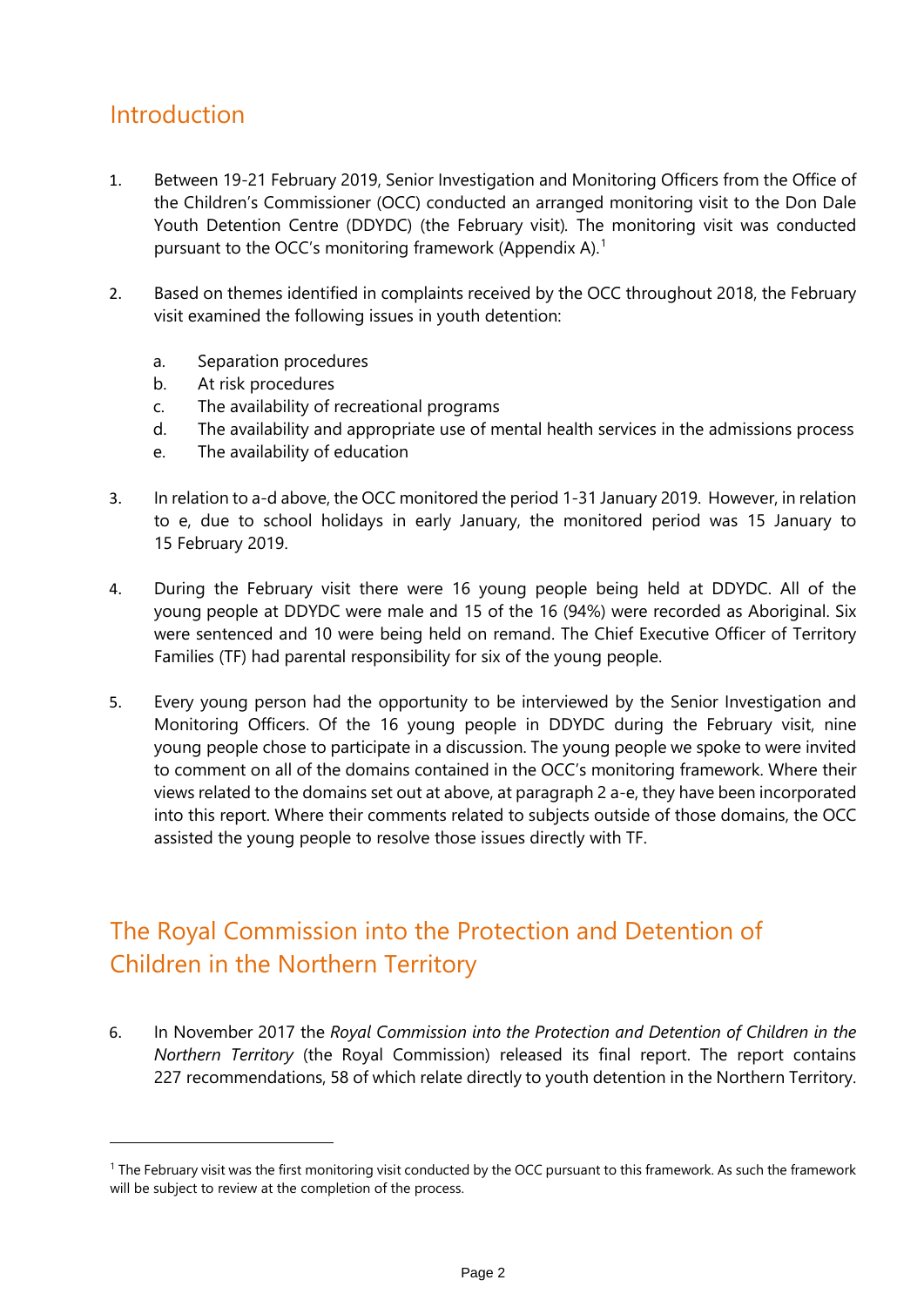## Introduction

1. Between 19-21 February 2019, Senior Investigation and Monitoring Officers from the Office of the Children's Commissioner (OCC) conducted an arranged monitoring visit to the Don Dale Youth Detention Centre (DDYDC) (the February visit). The monitoring visit was conducted pursuant to the OCC's monitoring framework (Appendix A).[1]

2. Based on themes identified in complaints received by the OCC throughout 2018, the February visit examined the following issues in youth detention:

   a. Separation procedures
   b. At risk procedures
   c. The availability of recreational programs
   d. The availability and appropriate use of mental health services in the admissions process
   e. The availability of education

3. In relation to a-d above, the OCC monitored the period 1-31 January 2019. However, in relation to e, due to school holidays in early January, the monitored period was 15 January to 15 February 2019.

4. During the February visit there were 16 young people being held at DDYDC. All of the young people at DDYDC were male and 15 of the 16 (94%) were recorded as Aboriginal. Six were sentenced and 10 were being held on remand. The Chief Executive Officer of Territory Families (TF) had parental responsibility for six of the young people.

5. Every young person had the opportunity to be interviewed by the Senior Investigation and Monitoring Officers. Of the 16 young people in DDYDC during the February visit, nine young people chose to participate in a discussion. The young people we spoke to were invited to comment on all of the domains contained in the OCC's monitoring framework. Where their views related to the domains set out at above, at paragraph 2 a-e, they have been incorporated into this report. Where their comments related to subjects outside of those domains, the OCC assisted the young people to resolve those issues directly with TF.

## The Royal Commission into the Protection and Detention of Children in the Northern Territory

6. In November 2017 the *Royal Commission into the Protection and Detention of Children in the Northern Territory* (the Royal Commission) released its final report. The report contains 227 recommendations, 58 of which relate directly to youth detention in the Northern Territory.

---

[1] The February visit was the first monitoring visit conducted by the OCC pursuant to this framework. As such the framework will be subject to review at the completion of the process.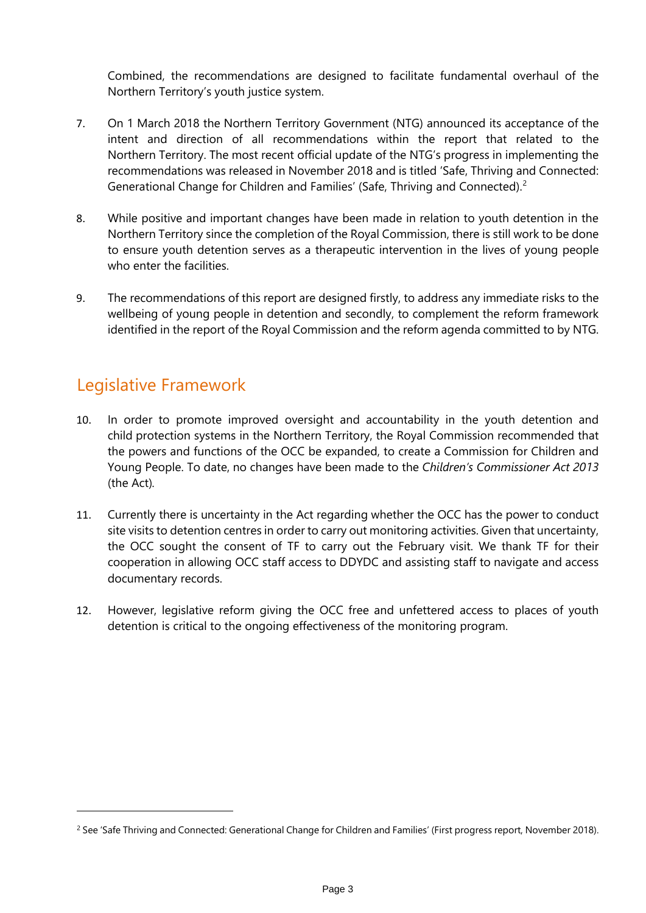Combined, the recommendations are designed to facilitate fundamental overhaul of the Northern Territory's youth justice system.

7. On 1 March 2018 the Northern Territory Government (NTG) announced its acceptance of the intent and direction of all recommendations within the report that related to the Northern Territory. The most recent official update of the NTG's progress in implementing the recommendations was released in November 2018 and is titled 'Safe, Thriving and Connected: Generational Change for Children and Families' (Safe, Thriving and Connected).[2]

8. While positive and important changes have been made in relation to youth detention in the Northern Territory since the completion of the Royal Commission, there is still work to be done to ensure youth detention serves as a therapeutic intervention in the lives of young people who enter the facilities.

9. The recommendations of this report are designed firstly, to address any immediate risks to the wellbeing of young people in detention and secondly, to complement the reform framework identified in the report of the Royal Commission and the reform agenda committed to by NTG.

## Legislative Framework

10. In order to promote improved oversight and accountability in the youth detention and child protection systems in the Northern Territory, the Royal Commission recommended that the powers and functions of the OCC be expanded, to create a Commission for Children and Young People. To date, no changes have been made to the *Children's Commissioner Act 2013* (the Act).

11. Currently there is uncertainty in the Act regarding whether the OCC has the power to conduct site visits to detention centres in order to carry out monitoring activities. Given that uncertainty, the OCC sought the consent of TF to carry out the February visit. We thank TF for their cooperation in allowing OCC staff access to DDYDC and assisting staff to navigate and access documentary records.

12. However, legislative reform giving the OCC free and unfettered access to places of youth detention is critical to the ongoing effectiveness of the monitoring program.

[2] See 'Safe Thriving and Connected: Generational Change for Children and Families' (First progress report, November 2018).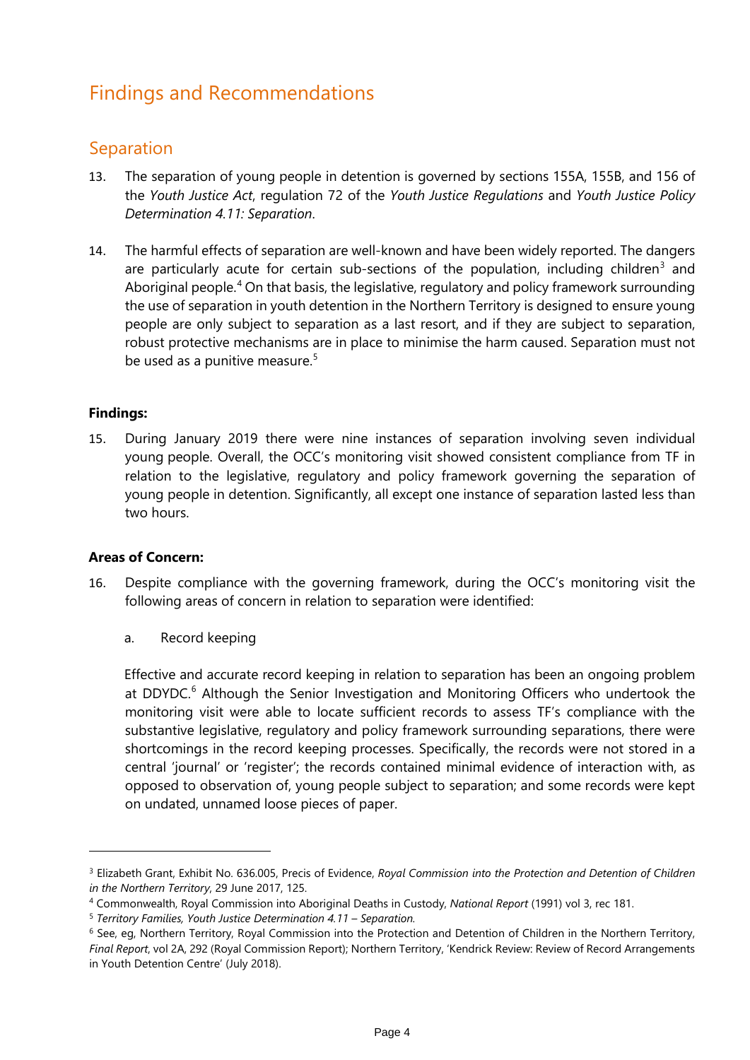# Findings and Recommendations

## Separation

13. The separation of young people in detention is governed by sections 155A, 155B, and 156 of the *Youth Justice Act*, regulation 72 of the *Youth Justice Regulations* and *Youth Justice Policy Determination 4.11: Separation*.

14. The harmful effects of separation are well-known and have been widely reported. The dangers are particularly acute for certain sub-sections of the population, including children[3] and Aboriginal people.[4] On that basis, the legislative, regulatory and policy framework surrounding the use of separation in youth detention in the Northern Territory is designed to ensure young people are only subject to separation as a last resort, and if they are subject to separation, robust protective mechanisms are in place to minimise the harm caused. Separation must not be used as a punitive measure.[5]

**Findings:**

15. During January 2019 there were nine instances of separation involving seven individual young people. Overall, the OCC's monitoring visit showed consistent compliance from TF in relation to the legislative, regulatory and policy framework governing the separation of young people in detention. Significantly, all except one instance of separation lasted less than two hours.

**Areas of Concern:**

16. Despite compliance with the governing framework, during the OCC's monitoring visit the following areas of concern in relation to separation were identified:

    a. Record keeping

    Effective and accurate record keeping in relation to separation has been an ongoing problem at DDYDC.[6] Although the Senior Investigation and Monitoring Officers who undertook the monitoring visit were able to locate sufficient records to assess TF's compliance with the substantive legislative, regulatory and policy framework surrounding separations, there were shortcomings in the record keeping processes. Specifically, the records were not stored in a central 'journal' or 'register'; the records contained minimal evidence of interaction with, as opposed to observation of, young people subject to separation; and some records were kept on undated, unnamed loose pieces of paper.

---

[3] Elizabeth Grant, Exhibit No. 636.005, Precis of Evidence, *Royal Commission into the Protection and Detention of Children in the Northern Territory*, 29 June 2017, 125.

[4] Commonwealth, Royal Commission into Aboriginal Deaths in Custody, *National Report* (1991) vol 3, rec 181.

[5] *Territory Families, Youth Justice Determination 4.11 – Separation.*

[6] See, eg, Northern Territory, Royal Commission into the Protection and Detention of Children in the Northern Territory, *Final Report*, vol 2A, 292 (Royal Commission Report); Northern Territory, 'Kendrick Review: Review of Record Arrangements in Youth Detention Centre' (July 2018).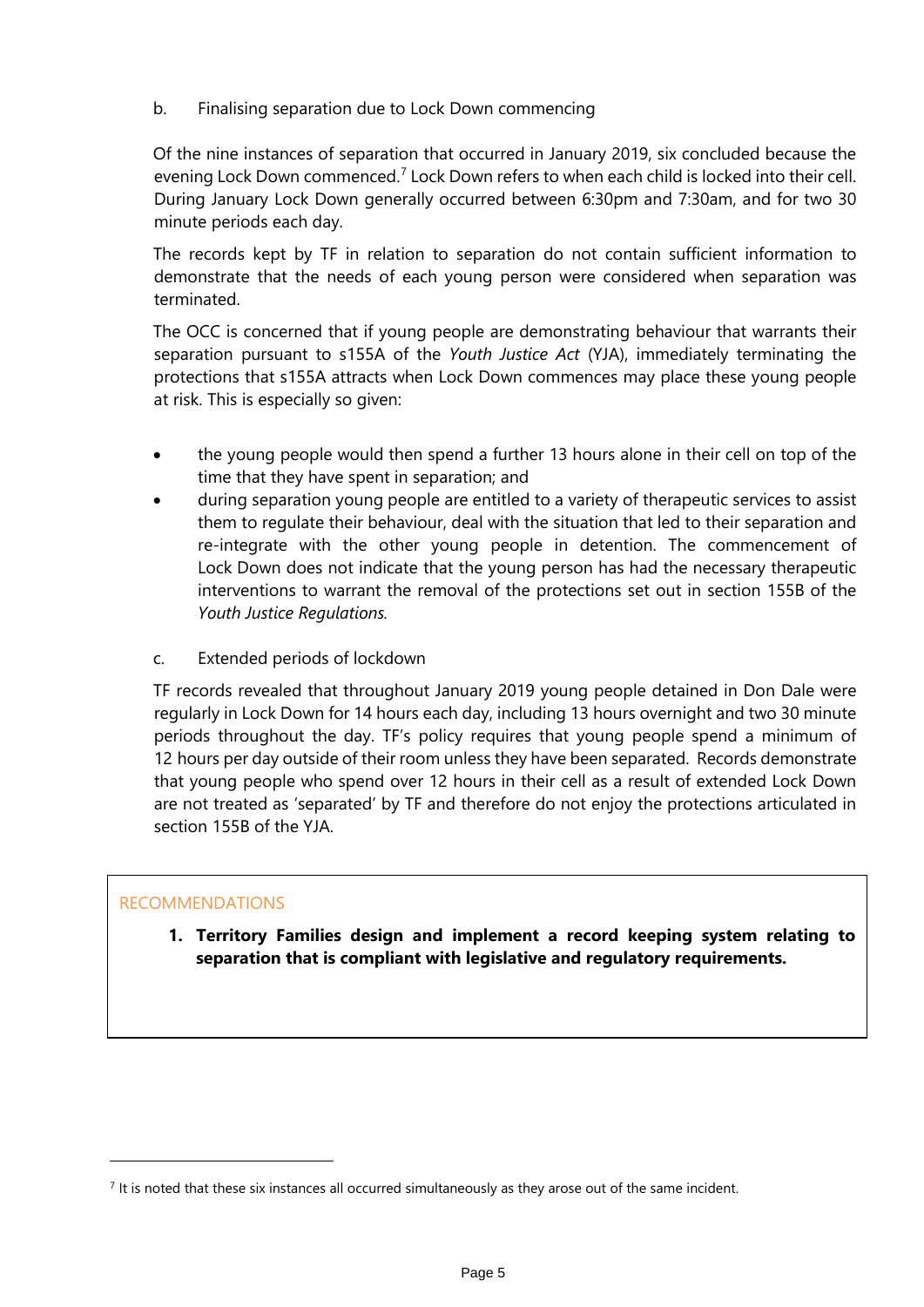b. Finalising separation due to Lock Down commencing

Of the nine instances of separation that occurred in January 2019, six concluded because the evening Lock Down commenced.[7] Lock Down refers to when each child is locked into their cell. During January Lock Down generally occurred between 6:30pm and 7:30am, and for two 30 minute periods each day.

The records kept by TF in relation to separation do not contain sufficient information to demonstrate that the needs of each young person were considered when separation was terminated.

The OCC is concerned that if young people are demonstrating behaviour that warrants their separation pursuant to s155A of the *Youth Justice Act* (YJA), immediately terminating the protections that s155A attracts when Lock Down commences may place these young people at risk. This is especially so given:

- the young people would then spend a further 13 hours alone in their cell on top of the time that they have spent in separation; and
- during separation young people are entitled to a variety of therapeutic services to assist them to regulate their behaviour, deal with the situation that led to their separation and re-integrate with the other young people in detention. The commencement of Lock Down does not indicate that the young person has had the necessary therapeutic interventions to warrant the removal of the protections set out in section 155B of the *Youth Justice Regulations*.

c. Extended periods of lockdown

TF records revealed that throughout January 2019 young people detained in Don Dale were regularly in Lock Down for 14 hours each day, including 13 hours overnight and two 30 minute periods throughout the day. TF's policy requires that young people spend a minimum of 12 hours per day outside of their room unless they have been separated. Records demonstrate that young people who spend over 12 hours in their cell as a result of extended Lock Down are not treated as 'separated' by TF and therefore do not enjoy the protections articulated in section 155B of the YJA.

RECOMMENDATIONS

1. **Territory Families design and implement a record keeping system relating to separation that is compliant with legislative and regulatory requirements.**

[7] It is noted that these six instances all occurred simultaneously as they arose out of the same incident.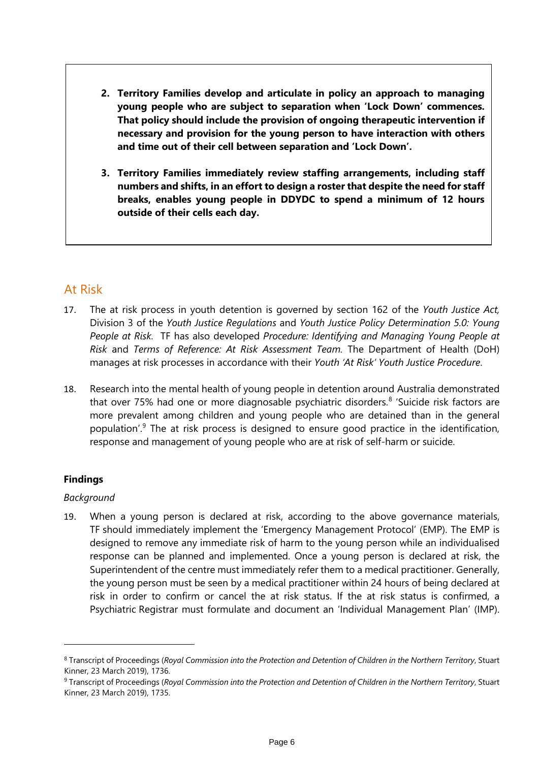**2. Territory Families develop and articulate in policy an approach to managing young people who are subject to separation when 'Lock Down' commences. That policy should include the provision of ongoing therapeutic intervention if necessary and provision for the young person to have interaction with others and time out of their cell between separation and 'Lock Down'.**

**3. Territory Families immediately review staffing arrangements, including staff numbers and shifts, in an effort to design a roster that despite the need for staff breaks, enables young people in DDYDC to spend a minimum of 12 hours outside of their cells each day.**

## At Risk

17. The at risk process in youth detention is governed by section 162 of the *Youth Justice Act,* Division 3 of the *Youth Justice Regulations* and *Youth Justice Policy Determination 5.0: Young People at Risk*. TF has also developed *Procedure: Identifying and Managing Young People at Risk* and *Terms of Reference: At Risk Assessment Team.* The Department of Health (DoH) manages at risk processes in accordance with their *Youth 'At Risk' Youth Justice Procedure*.

18. Research into the mental health of young people in detention around Australia demonstrated that over 75% had one or more diagnosable psychiatric disorders.[8] 'Suicide risk factors are more prevalent among children and young people who are detained than in the general population'.[9] The at risk process is designed to ensure good practice in the identification, response and management of young people who are at risk of self-harm or suicide.

### Findings

*Background*

19. When a young person is declared at risk, according to the above governance materials, TF should immediately implement the 'Emergency Management Protocol' (EMP). The EMP is designed to remove any immediate risk of harm to the young person while an individualised response can be planned and implemented. Once a young person is declared at risk, the Superintendent of the centre must immediately refer them to a medical practitioner. Generally, the young person must be seen by a medical practitioner within 24 hours of being declared at risk in order to confirm or cancel the at risk status. If the at risk status is confirmed, a Psychiatric Registrar must formulate and document an 'Individual Management Plan' (IMP).

---

[8] Transcript of Proceedings (*Royal Commission into the Protection and Detention of Children in the Northern Territory*, Stuart Kinner, 23 March 2019), 1736.

[9] Transcript of Proceedings (*Royal Commission into the Protection and Detention of Children in the Northern Territory*, Stuart Kinner, 23 March 2019), 1735.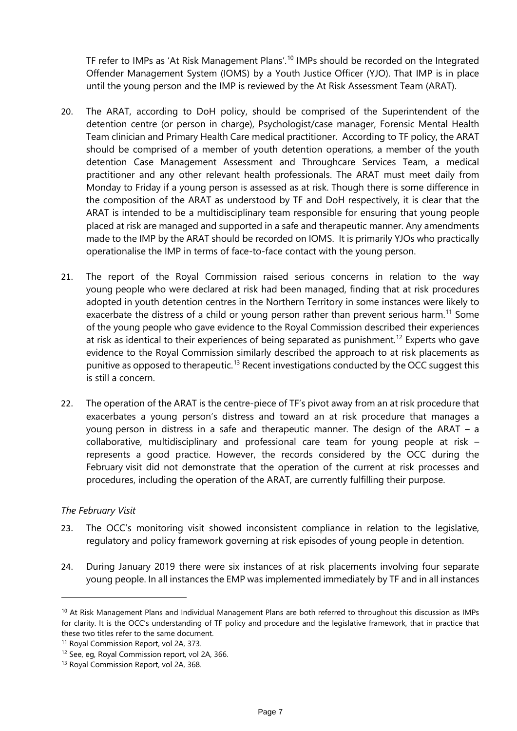TF refer to IMPs as 'At Risk Management Plans'.[10] IMPs should be recorded on the Integrated Offender Management System (IOMS) by a Youth Justice Officer (YJO). That IMP is in place until the young person and the IMP is reviewed by the At Risk Assessment Team (ARAT).

20. The ARAT, according to DoH policy, should be comprised of the Superintendent of the detention centre (or person in charge), Psychologist/case manager, Forensic Mental Health Team clinician and Primary Health Care medical practitioner. According to TF policy, the ARAT should be comprised of a member of youth detention operations, a member of the youth detention Case Management Assessment and Throughcare Services Team, a medical practitioner and any other relevant health professionals. The ARAT must meet daily from Monday to Friday if a young person is assessed as at risk. Though there is some difference in the composition of the ARAT as understood by TF and DoH respectively, it is clear that the ARAT is intended to be a multidisciplinary team responsible for ensuring that young people placed at risk are managed and supported in a safe and therapeutic manner. Any amendments made to the IMP by the ARAT should be recorded on IOMS. It is primarily YJOs who practically operationalise the IMP in terms of face-to-face contact with the young person.

21. The report of the Royal Commission raised serious concerns in relation to the way young people who were declared at risk had been managed, finding that at risk procedures adopted in youth detention centres in the Northern Territory in some instances were likely to exacerbate the distress of a child or young person rather than prevent serious harm.[11] Some of the young people who gave evidence to the Royal Commission described their experiences at risk as identical to their experiences of being separated as punishment.[12] Experts who gave evidence to the Royal Commission similarly described the approach to at risk placements as punitive as opposed to therapeutic.[13] Recent investigations conducted by the OCC suggest this is still a concern.

22. The operation of the ARAT is the centre-piece of TF's pivot away from an at risk procedure that exacerbates a young person's distress and toward an at risk procedure that manages a young person in distress in a safe and therapeutic manner. The design of the ARAT – a collaborative, multidisciplinary and professional care team for young people at risk – represents a good practice. However, the records considered by the OCC during the February visit did not demonstrate that the operation of the current at risk processes and procedures, including the operation of the ARAT, are currently fulfilling their purpose.

*The February Visit*

23. The OCC's monitoring visit showed inconsistent compliance in relation to the legislative, regulatory and policy framework governing at risk episodes of young people in detention.

24. During January 2019 there were six instances of at risk placements involving four separate young people. In all instances the EMP was implemented immediately by TF and in all instances

---

[10] At Risk Management Plans and Individual Management Plans are both referred to throughout this discussion as IMPs for clarity. It is the OCC's understanding of TF policy and procedure and the legislative framework, that in practice that these two titles refer to the same document.

[11] Royal Commission Report, vol 2A, 373.

[12] See, eg, Royal Commission report, vol 2A, 366.

[13] Royal Commission Report, vol 2A, 368.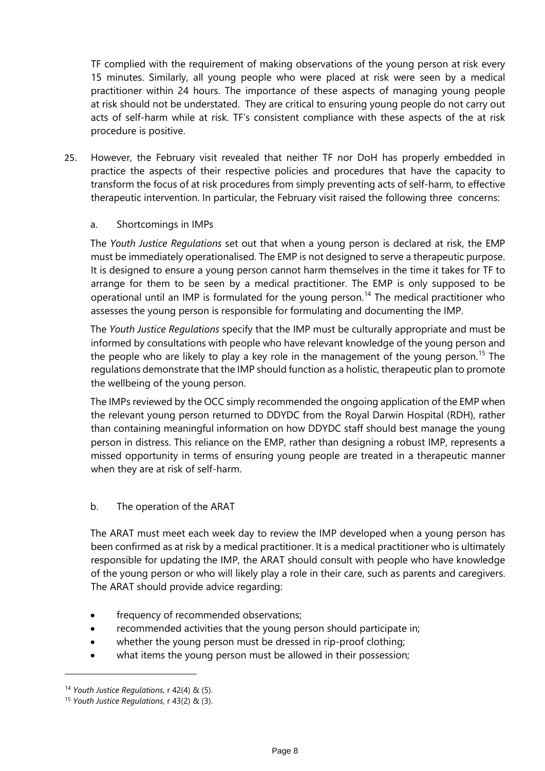TF complied with the requirement of making observations of the young person at risk every 15 minutes. Similarly, all young people who were placed at risk were seen by a medical practitioner within 24 hours. The importance of these aspects of managing young people at risk should not be understated. They are critical to ensuring young people do not carry out acts of self-harm while at risk. TF's consistent compliance with these aspects of the at risk procedure is positive.

25. However, the February visit revealed that neither TF nor DoH has properly embedded in practice the aspects of their respective policies and procedures that have the capacity to transform the focus of at risk procedures from simply preventing acts of self-harm, to effective therapeutic intervention. In particular, the February visit raised the following three concerns:

    a. Shortcomings in IMPs

    The *Youth Justice Regulations* set out that when a young person is declared at risk, the EMP must be immediately operationalised. The EMP is not designed to serve a therapeutic purpose. It is designed to ensure a young person cannot harm themselves in the time it takes for TF to arrange for them to be seen by a medical practitioner. The EMP is only supposed to be operational until an IMP is formulated for the young person.[14] The medical practitioner who assesses the young person is responsible for formulating and documenting the IMP.

    The *Youth Justice Regulations* specify that the IMP must be culturally appropriate and must be informed by consultations with people who have relevant knowledge of the young person and the people who are likely to play a key role in the management of the young person.[15] The regulations demonstrate that the IMP should function as a holistic, therapeutic plan to promote the wellbeing of the young person.

    The IMPs reviewed by the OCC simply recommended the ongoing application of the EMP when the relevant young person returned to DDYDC from the Royal Darwin Hospital (RDH), rather than containing meaningful information on how DDYDC staff should best manage the young person in distress. This reliance on the EMP, rather than designing a robust IMP, represents a missed opportunity in terms of ensuring young people are treated in a therapeutic manner when they are at risk of self-harm.

    b. The operation of the ARAT

    The ARAT must meet each week day to review the IMP developed when a young person has been confirmed as at risk by a medical practitioner. It is a medical practitioner who is ultimately responsible for updating the IMP, the ARAT should consult with people who have knowledge of the young person or who will likely play a role in their care, such as parents and caregivers. The ARAT should provide advice regarding:

    - frequency of recommended observations;
    - recommended activities that the young person should participate in;
    - whether the young person must be dressed in rip-proof clothing;
    - what items the young person must be allowed in their possession;

[14] *Youth Justice Regulations*, r 42(4) & (5).

[15] *Youth Justice Regulations*, r 43(2) & (3).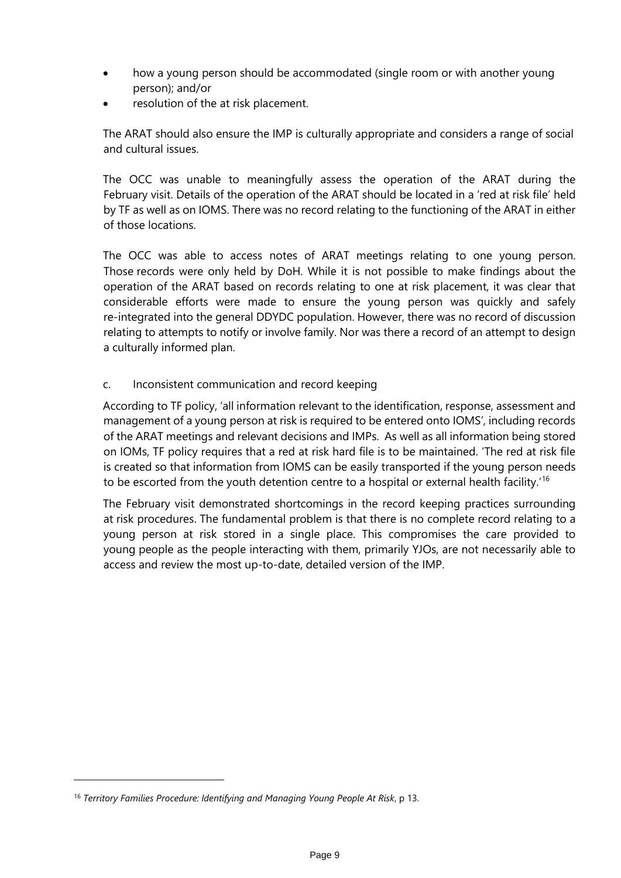- how a young person should be accommodated (single room or with another young person); and/or
- resolution of the at risk placement.

The ARAT should also ensure the IMP is culturally appropriate and considers a range of social and cultural issues.

The OCC was unable to meaningfully assess the operation of the ARAT during the February visit. Details of the operation of the ARAT should be located in a 'red at risk file' held by TF as well as on IOMS. There was no record relating to the functioning of the ARAT in either of those locations.

The OCC was able to access notes of ARAT meetings relating to one young person. Those records were only held by DoH. While it is not possible to make findings about the operation of the ARAT based on records relating to one at risk placement, it was clear that considerable efforts were made to ensure the young person was quickly and safely re-integrated into the general DDYDC population. However, there was no record of discussion relating to attempts to notify or involve family. Nor was there a record of an attempt to design a culturally informed plan.

c. Inconsistent communication and record keeping

According to TF policy, 'all information relevant to the identification, response, assessment and management of a young person at risk is required to be entered onto IOMS', including records of the ARAT meetings and relevant decisions and IMPs. As well as all information being stored on IOMs, TF policy requires that a red at risk hard file is to be maintained. 'The red at risk file is created so that information from IOMS can be easily transported if the young person needs to be escorted from the youth detention centre to a hospital or external health facility.'[16]

The February visit demonstrated shortcomings in the record keeping practices surrounding at risk procedures. The fundamental problem is that there is no complete record relating to a young person at risk stored in a single place. This compromises the care provided to young people as the people interacting with them, primarily YJOs, are not necessarily able to access and review the most up-to-date, detailed version of the IMP.

---

[16] *Territory Families Procedure: Identifying and Managing Young People At Risk*, p 13.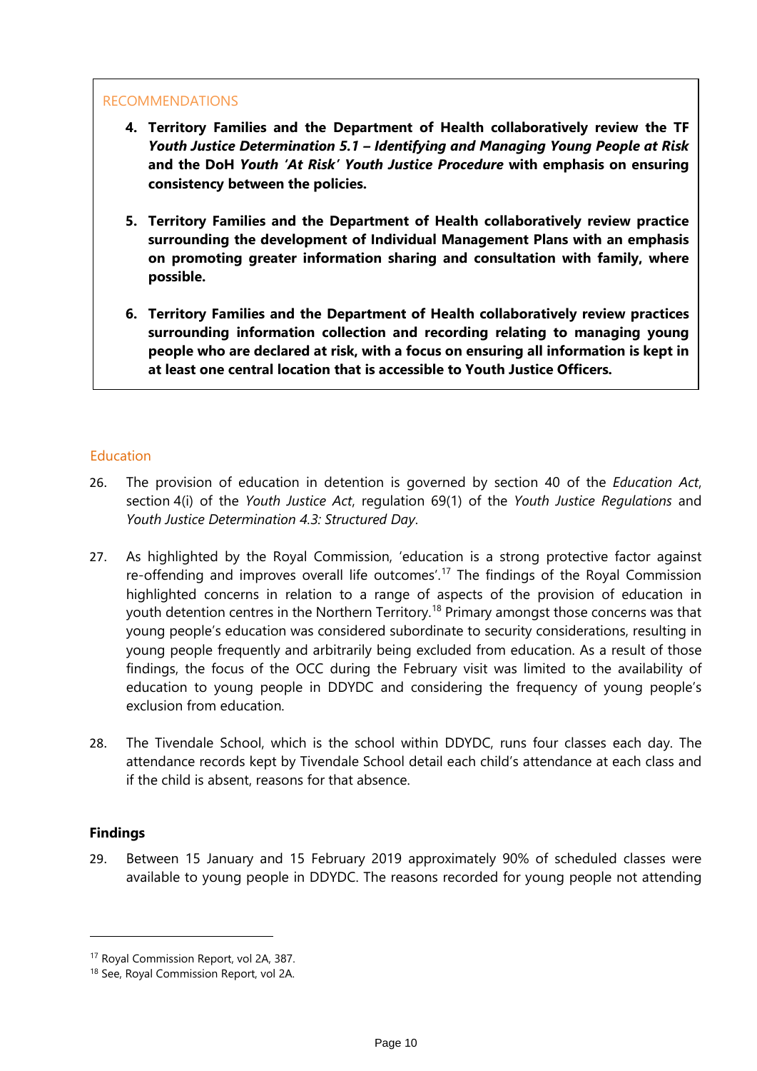RECOMMENDATIONS

4. **Territory Families and the Department of Health collaboratively review the TF *Youth Justice Determination 5.1 – Identifying and Managing Young People at Risk* and the DoH *Youth 'At Risk' Youth Justice Procedure* with emphasis on ensuring consistency between the policies.**

5. **Territory Families and the Department of Health collaboratively review practice surrounding the development of Individual Management Plans with an emphasis on promoting greater information sharing and consultation with family, where possible.**

6. **Territory Families and the Department of Health collaboratively review practices surrounding information collection and recording relating to managing young people who are declared at risk, with a focus on ensuring all information is kept in at least one central location that is accessible to Youth Justice Officers.**

## Education

26. The provision of education in detention is governed by section 40 of the *Education Act*, section 4(i) of the *Youth Justice Act*, regulation 69(1) of the *Youth Justice Regulations* and *Youth Justice Determination 4.3: Structured Day*.

27. As highlighted by the Royal Commission, 'education is a strong protective factor against re-offending and improves overall life outcomes'.[17] The findings of the Royal Commission highlighted concerns in relation to a range of aspects of the provision of education in youth detention centres in the Northern Territory.[18] Primary amongst those concerns was that young people's education was considered subordinate to security considerations, resulting in young people frequently and arbitrarily being excluded from education. As a result of those findings, the focus of the OCC during the February visit was limited to the availability of education to young people in DDYDC and considering the frequency of young people's exclusion from education.

28. The Tivendale School, which is the school within DDYDC, runs four classes each day. The attendance records kept by Tivendale School detail each child's attendance at each class and if the child is absent, reasons for that absence.

### Findings

29. Between 15 January and 15 February 2019 approximately 90% of scheduled classes were available to young people in DDYDC. The reasons recorded for young people not attending

[17] Royal Commission Report, vol 2A, 387.

[18] See, Royal Commission Report, vol 2A.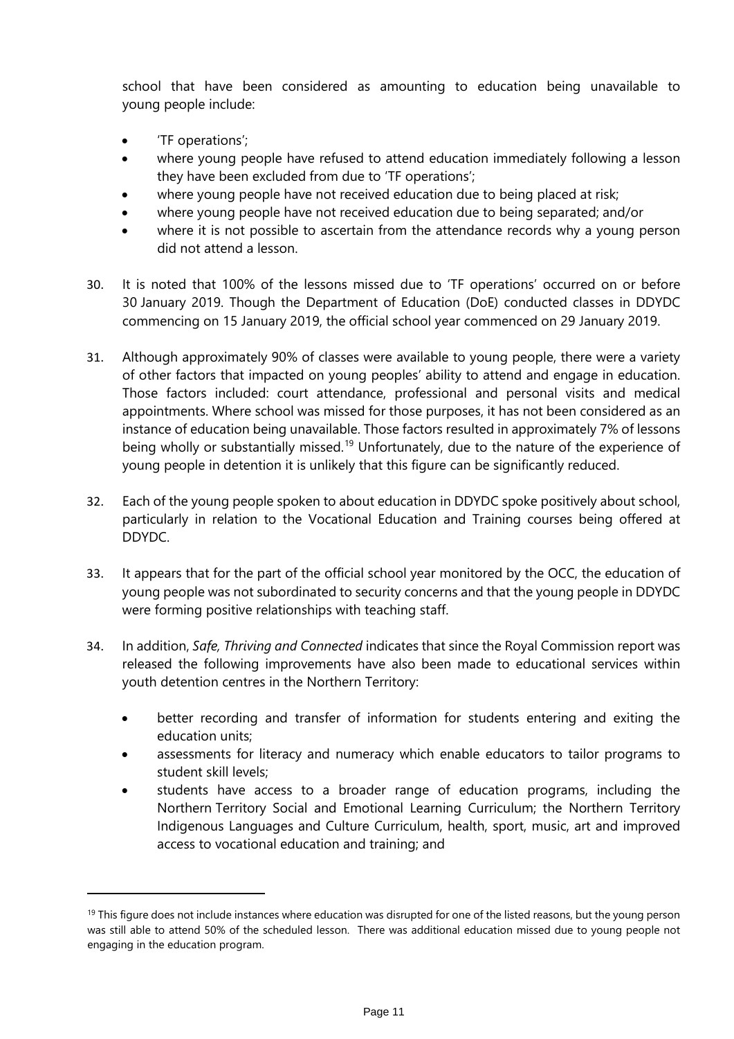school that have been considered as amounting to education being unavailable to young people include:

- 'TF operations';
- where young people have refused to attend education immediately following a lesson they have been excluded from due to 'TF operations';
- where young people have not received education due to being placed at risk;
- where young people have not received education due to being separated; and/or
- where it is not possible to ascertain from the attendance records why a young person did not attend a lesson.

30. It is noted that 100% of the lessons missed due to 'TF operations' occurred on or before 30 January 2019. Though the Department of Education (DoE) conducted classes in DDYDC commencing on 15 January 2019, the official school year commenced on 29 January 2019.

31. Although approximately 90% of classes were available to young people, there were a variety of other factors that impacted on young peoples' ability to attend and engage in education. Those factors included: court attendance, professional and personal visits and medical appointments. Where school was missed for those purposes, it has not been considered as an instance of education being unavailable. Those factors resulted in approximately 7% of lessons being wholly or substantially missed.[19] Unfortunately, due to the nature of the experience of young people in detention it is unlikely that this figure can be significantly reduced.

32. Each of the young people spoken to about education in DDYDC spoke positively about school, particularly in relation to the Vocational Education and Training courses being offered at DDYDC.

33. It appears that for the part of the official school year monitored by the OCC, the education of young people was not subordinated to security concerns and that the young people in DDYDC were forming positive relationships with teaching staff.

34. In addition, *Safe, Thriving and Connected* indicates that since the Royal Commission report was released the following improvements have also been made to educational services within youth detention centres in the Northern Territory:

    - better recording and transfer of information for students entering and exiting the education units;
    - assessments for literacy and numeracy which enable educators to tailor programs to student skill levels;
    - students have access to a broader range of education programs, including the Northern Territory Social and Emotional Learning Curriculum; the Northern Territory Indigenous Languages and Culture Curriculum, health, sport, music, art and improved access to vocational education and training; and

[19] This figure does not include instances where education was disrupted for one of the listed reasons, but the young person was still able to attend 50% of the scheduled lesson. There was additional education missed due to young people not engaging in the education program.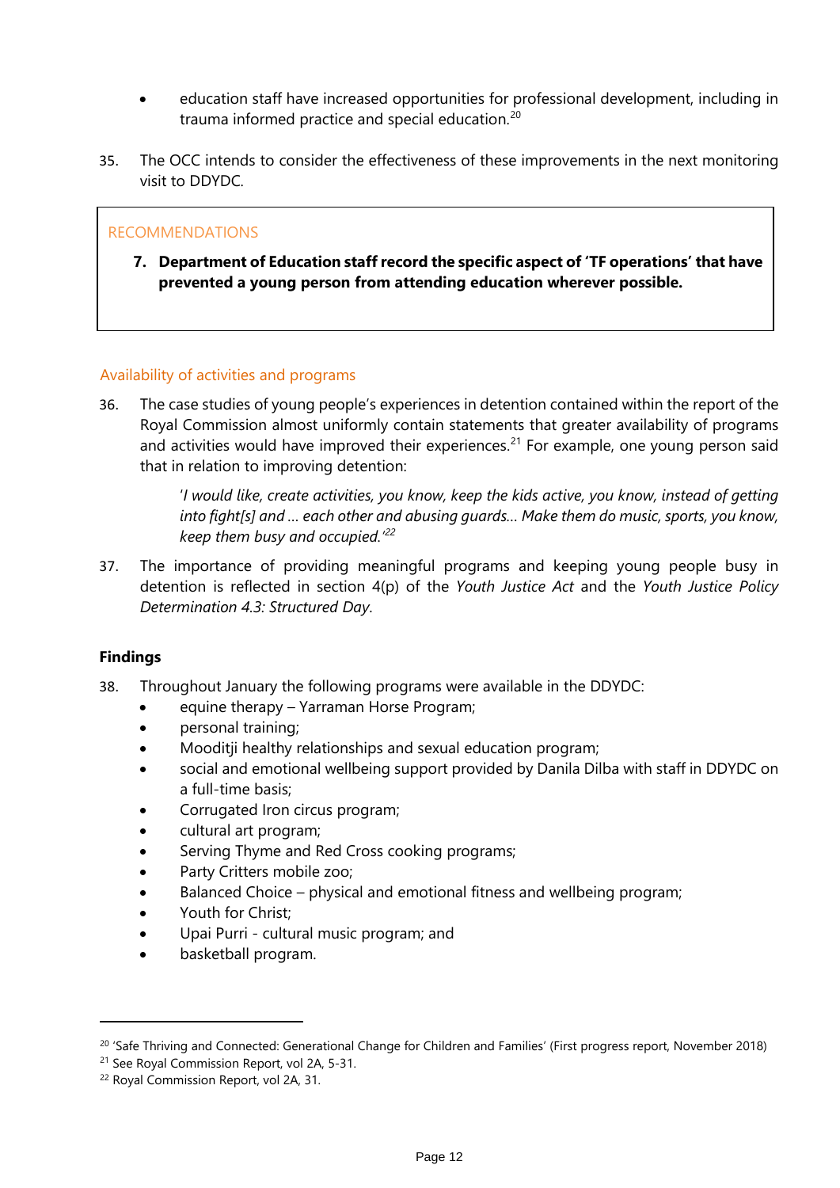- education staff have increased opportunities for professional development, including in trauma informed practice and special education.[20]

35. The OCC intends to consider the effectiveness of these improvements in the next monitoring visit to DDYDC.

RECOMMENDATIONS

7. **Department of Education staff record the specific aspect of 'TF operations' that have prevented a young person from attending education wherever possible.**

## Availability of activities and programs

36. The case studies of young people's experiences in detention contained within the report of the Royal Commission almost uniformly contain statements that greater availability of programs and activities would have improved their experiences.[21] For example, one young person said that in relation to improving detention:

   '*I would like, create activities, you know, keep the kids active, you know, instead of getting into fight[s] and … each other and abusing guards… Make them do music, sports, you know, keep them busy and occupied.*'[22]

37. The importance of providing meaningful programs and keeping young people busy in detention is reflected in section 4(p) of the *Youth Justice Act* and the *Youth Justice Policy Determination 4.3: Structured Day*.

### Findings

38. Throughout January the following programs were available in the DDYDC:
   - equine therapy – Yarraman Horse Program;
   - personal training;
   - Mooditji healthy relationships and sexual education program;
   - social and emotional wellbeing support provided by Danila Dilba with staff in DDYDC on a full-time basis;
   - Corrugated Iron circus program;
   - cultural art program;
   - Serving Thyme and Red Cross cooking programs;
   - Party Critters mobile zoo;
   - Balanced Choice – physical and emotional fitness and wellbeing program;
   - Youth for Christ;
   - Upai Purri - cultural music program; and
   - basketball program.

---

[20] 'Safe Thriving and Connected: Generational Change for Children and Families' (First progress report, November 2018)

[21] See Royal Commission Report, vol 2A, 5-31.

[22] Royal Commission Report, vol 2A, 31.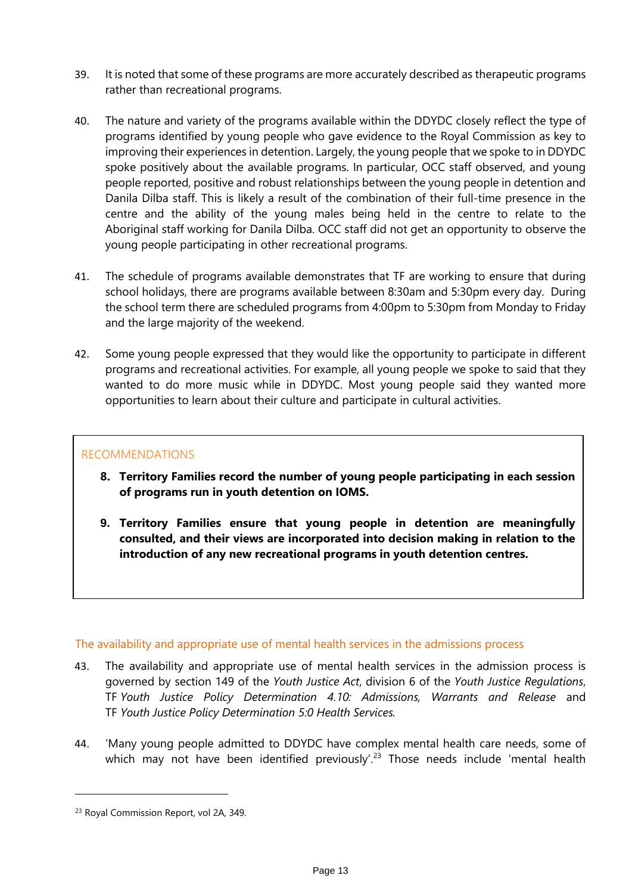39. It is noted that some of these programs are more accurately described as therapeutic programs rather than recreational programs.

40. The nature and variety of the programs available within the DDYDC closely reflect the type of programs identified by young people who gave evidence to the Royal Commission as key to improving their experiences in detention. Largely, the young people that we spoke to in DDYDC spoke positively about the available programs. In particular, OCC staff observed, and young people reported, positive and robust relationships between the young people in detention and Danila Dilba staff. This is likely a result of the combination of their full-time presence in the centre and the ability of the young males being held in the centre to relate to the Aboriginal staff working for Danila Dilba. OCC staff did not get an opportunity to observe the young people participating in other recreational programs.

41. The schedule of programs available demonstrates that TF are working to ensure that during school holidays, there are programs available between 8:30am and 5:30pm every day. During the school term there are scheduled programs from 4:00pm to 5:30pm from Monday to Friday and the large majority of the weekend.

42. Some young people expressed that they would like the opportunity to participate in different programs and recreational activities. For example, all young people we spoke to said that they wanted to do more music while in DDYDC. Most young people said they wanted more opportunities to learn about their culture and participate in cultural activities.

> RECOMMENDATIONS
>
> 8. **Territory Families record the number of young people participating in each session of programs run in youth detention on IOMS.**
>
> 9. **Territory Families ensure that young people in detention are meaningfully consulted, and their views are incorporated into decision making in relation to the introduction of any new recreational programs in youth detention centres.**

### The availability and appropriate use of mental health services in the admissions process

43. The availability and appropriate use of mental health services in the admission process is governed by section 149 of the *Youth Justice Act*, division 6 of the *Youth Justice Regulations*, TF *Youth Justice Policy Determination 4.10: Admissions, Warrants and Release* and TF *Youth Justice Policy Determination 5:0 Health Services.*

44. 'Many young people admitted to DDYDC have complex mental health care needs, some of which may not have been identified previously'.[23] Those needs include 'mental health

---

[23] Royal Commission Report, vol 2A, 349.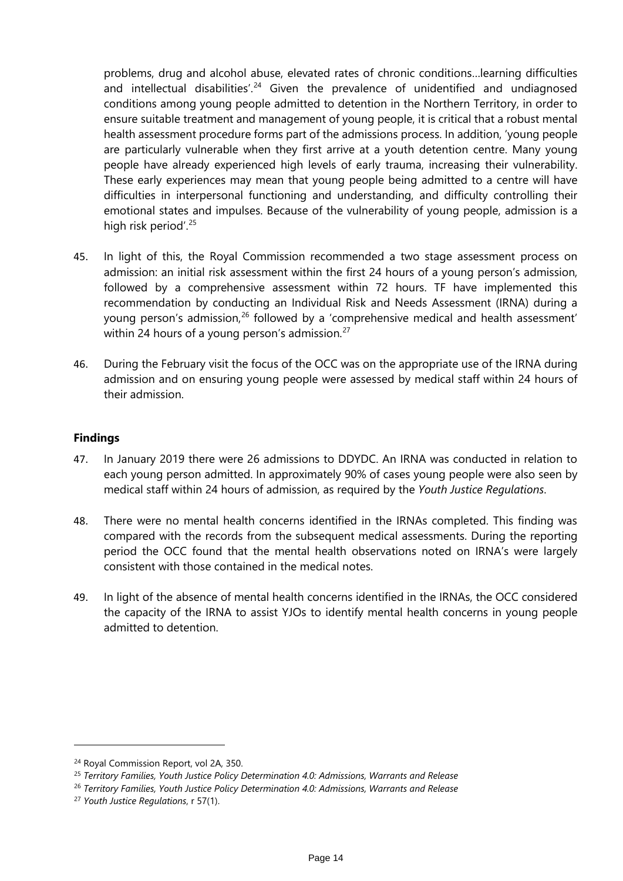problems, drug and alcohol abuse, elevated rates of chronic conditions…learning difficulties and intellectual disabilities'.[24] Given the prevalence of unidentified and undiagnosed conditions among young people admitted to detention in the Northern Territory, in order to ensure suitable treatment and management of young people, it is critical that a robust mental health assessment procedure forms part of the admissions process. In addition, 'young people are particularly vulnerable when they first arrive at a youth detention centre. Many young people have already experienced high levels of early trauma, increasing their vulnerability. These early experiences may mean that young people being admitted to a centre will have difficulties in interpersonal functioning and understanding, and difficulty controlling their emotional states and impulses. Because of the vulnerability of young people, admission is a high risk period'.[25]

45. In light of this, the Royal Commission recommended a two stage assessment process on admission: an initial risk assessment within the first 24 hours of a young person's admission, followed by a comprehensive assessment within 72 hours. TF have implemented this recommendation by conducting an Individual Risk and Needs Assessment (IRNA) during a young person's admission,[26] followed by a 'comprehensive medical and health assessment' within 24 hours of a young person's admission.[27]

46. During the February visit the focus of the OCC was on the appropriate use of the IRNA during admission and on ensuring young people were assessed by medical staff within 24 hours of their admission.

**Findings**

47. In January 2019 there were 26 admissions to DDYDC. An IRNA was conducted in relation to each young person admitted. In approximately 90% of cases young people were also seen by medical staff within 24 hours of admission, as required by the *Youth Justice Regulations*.

48. There were no mental health concerns identified in the IRNAs completed. This finding was compared with the records from the subsequent medical assessments. During the reporting period the OCC found that the mental health observations noted on IRNA's were largely consistent with those contained in the medical notes.

49. In light of the absence of mental health concerns identified in the IRNAs, the OCC considered the capacity of the IRNA to assist YJOs to identify mental health concerns in young people admitted to detention.

---

[24] Royal Commission Report, vol 2A, 350.

[25] *Territory Families, Youth Justice Policy Determination 4.0: Admissions, Warrants and Release*

[26] *Territory Families, Youth Justice Policy Determination 4.0: Admissions, Warrants and Release*

[27] *Youth Justice Regulations*, r 57(1).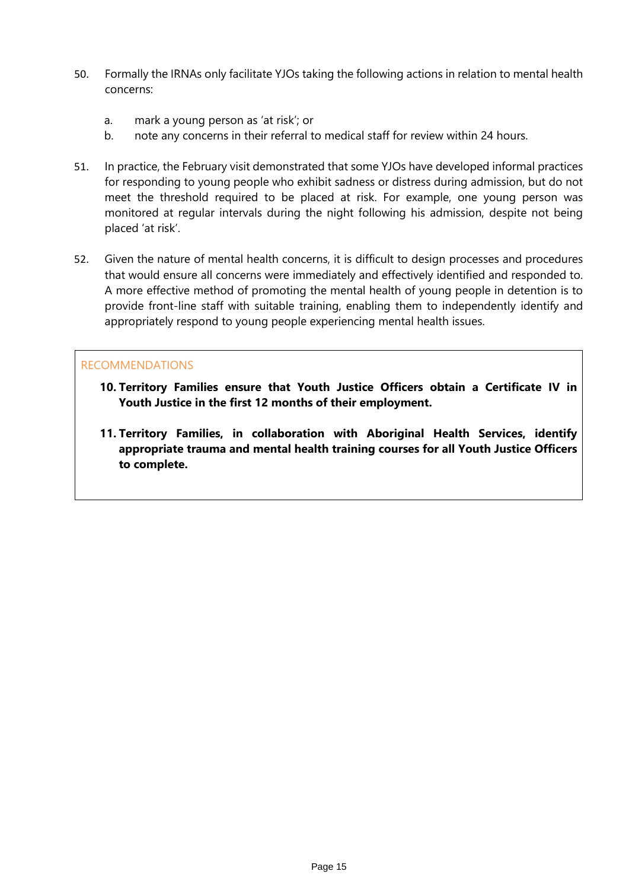50. Formally the IRNAs only facilitate YJOs taking the following actions in relation to mental health concerns:

    a. mark a young person as 'at risk'; or
    b. note any concerns in their referral to medical staff for review within 24 hours.

51. In practice, the February visit demonstrated that some YJOs have developed informal practices for responding to young people who exhibit sadness or distress during admission, but do not meet the threshold required to be placed at risk. For example, one young person was monitored at regular intervals during the night following his admission, despite not being placed 'at risk'.

52. Given the nature of mental health concerns, it is difficult to design processes and procedures that would ensure all concerns were immediately and effectively identified and responded to. A more effective method of promoting the mental health of young people in detention is to provide front-line staff with suitable training, enabling them to independently identify and appropriately respond to young people experiencing mental health issues.

RECOMMENDATIONS

**10. Territory Families ensure that Youth Justice Officers obtain a Certificate IV in Youth Justice in the first 12 months of their employment.**

**11. Territory Families, in collaboration with Aboriginal Health Services, identify appropriate trauma and mental health training courses for all Youth Justice Officers to complete.**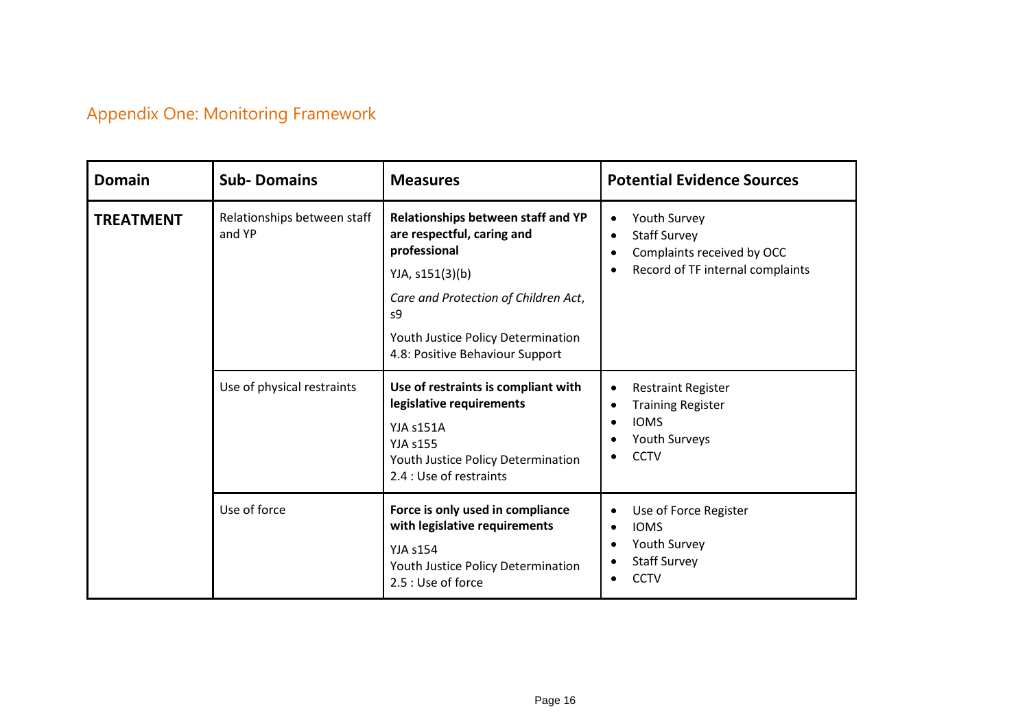## Appendix One: Monitoring Framework

| Domain | Sub- Domains | Measures | Potential Evidence Sources |
|---|---|---|---|
| **TREATMENT** | Relationships between staff and YP | **Relationships between staff and YP are respectful, caring and professional**<br>YJA, s151(3)(b)<br>*Care and Protection of Children Act*, s9<br>Youth Justice Policy Determination 4.8: Positive Behaviour Support | • Youth Survey<br>• Staff Survey<br>• Complaints received by OCC<br>• Record of TF internal complaints |
| | Use of physical restraints | **Use of restraints is compliant with legislative requirements**<br>YJA s151A<br>YJA s155<br>Youth Justice Policy Determination 2.4 : Use of restraints | • Restraint Register<br>• Training Register<br>• IOMS<br>• Youth Surveys<br>• CCTV |
| | Use of force | **Force is only used in compliance with legislative requirements**<br>YJA s154<br>Youth Justice Policy Determination 2.5 : Use of force | • Use of Force Register<br>• IOMS<br>• Youth Survey<br>• Staff Survey<br>• CCTV |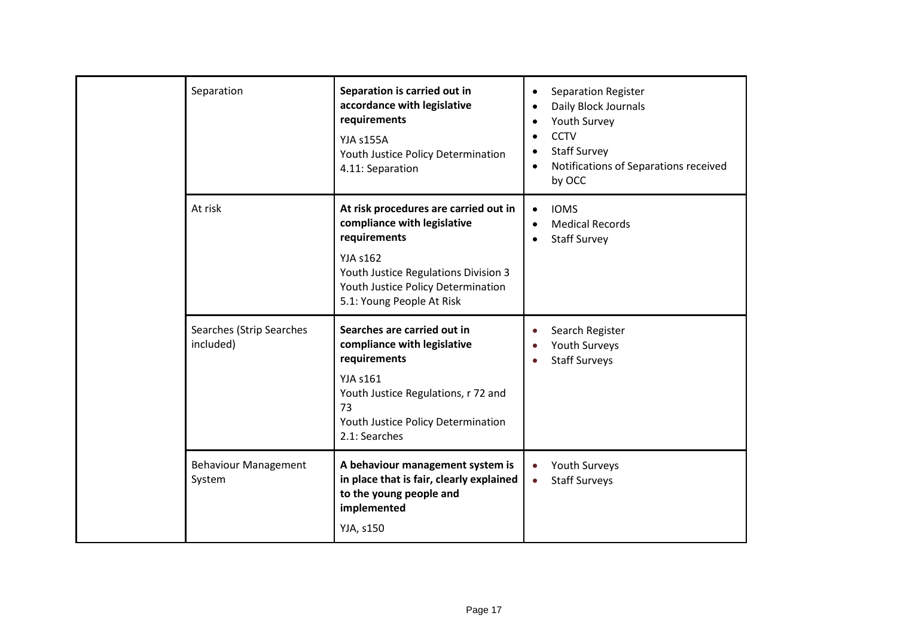| | | | |
|---|---|---|---|
| | Separation | **Separation is carried out in accordance with legislative requirements**<br>YJA s155A<br>Youth Justice Policy Determination 4.11: Separation | • Separation Register<br>• Daily Block Journals<br>• Youth Survey<br>• CCTV<br>• Staff Survey<br>• Notifications of Separations received by OCC |
| | At risk | **At risk procedures are carried out in compliance with legislative requirements**<br>YJA s162<br>Youth Justice Regulations Division 3<br>Youth Justice Policy Determination 5.1: Young People At Risk | • IOMS<br>• Medical Records<br>• Staff Survey |
| | Searches (Strip Searches included) | **Searches are carried out in compliance with legislative requirements**<br>YJA s161<br>Youth Justice Regulations, r 72 and 73<br>Youth Justice Policy Determination 2.1: Searches | • Search Register<br>• Youth Surveys<br>• Staff Surveys |
| | Behaviour Management System | **A behaviour management system is in place that is fair, clearly explained to the young people and implemented**<br>YJA, s150 | • Youth Surveys<br>• Staff Surveys |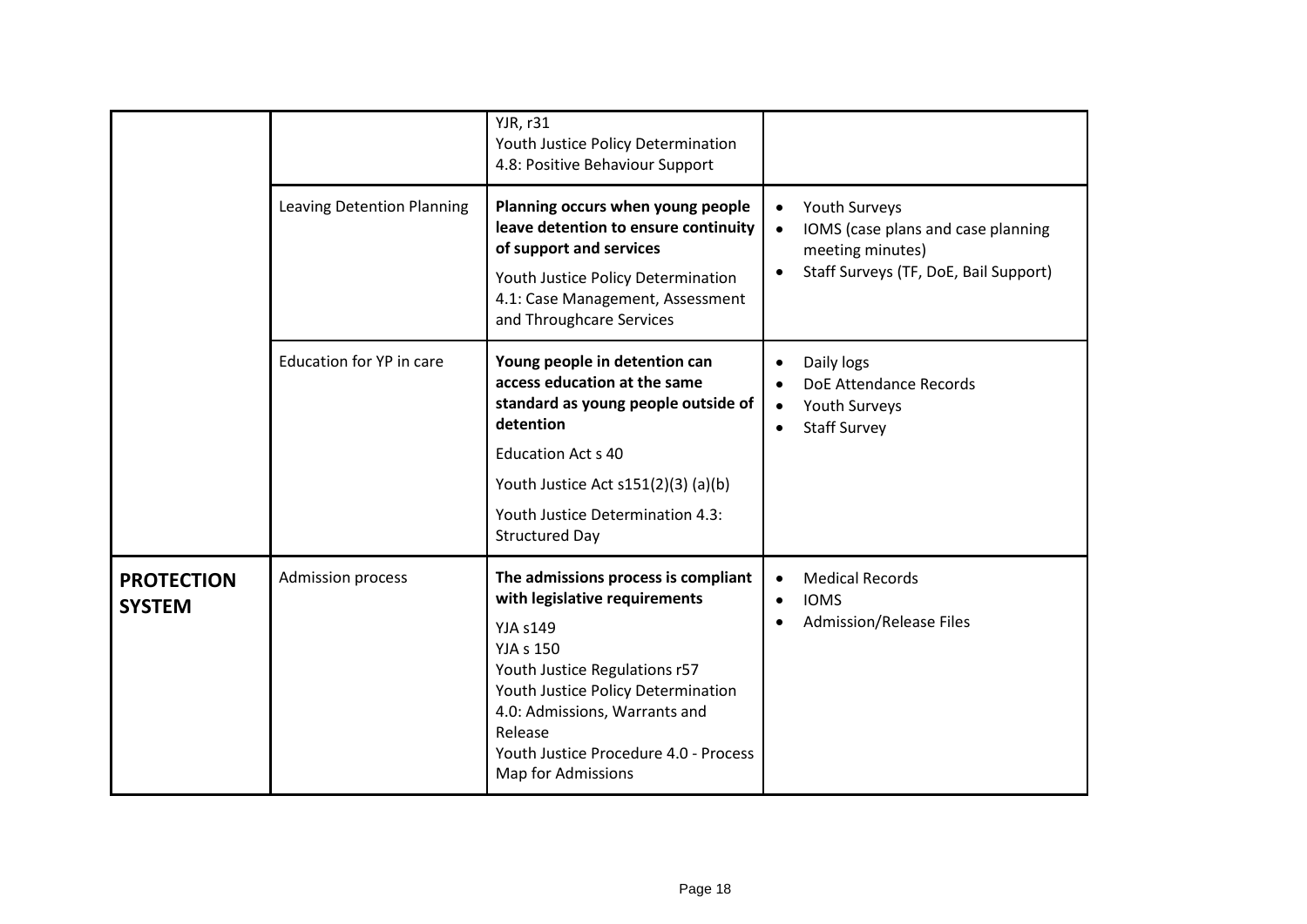| | | | |
|---|---|---|---|
| | | YJR, r31<br>Youth Justice Policy Determination 4.8: Positive Behaviour Support | |
| | Leaving Detention Planning | **Planning occurs when young people leave detention to ensure continuity of support and services**<br>Youth Justice Policy Determination 4.1: Case Management, Assessment and Throughcare Services | • Youth Surveys<br>• IOMS (case plans and case planning meeting minutes)<br>• Staff Surveys (TF, DoE, Bail Support) |
| | Education for YP in care | **Young people in detention can access education at the same standard as young people outside of detention**<br>Education Act s 40<br>Youth Justice Act s151(2)(3) (a)(b)<br>Youth Justice Determination 4.3: Structured Day | • Daily logs<br>• DoE Attendance Records<br>• Youth Surveys<br>• Staff Survey |
| **PROTECTION SYSTEM** | Admission process | **The admissions process is compliant with legislative requirements**<br>YJA s149<br>YJA s 150<br>Youth Justice Regulations r57<br>Youth Justice Policy Determination 4.0: Admissions, Warrants and Release<br>Youth Justice Procedure 4.0 - Process Map for Admissions | • Medical Records<br>• IOMS<br>• Admission/Release Files |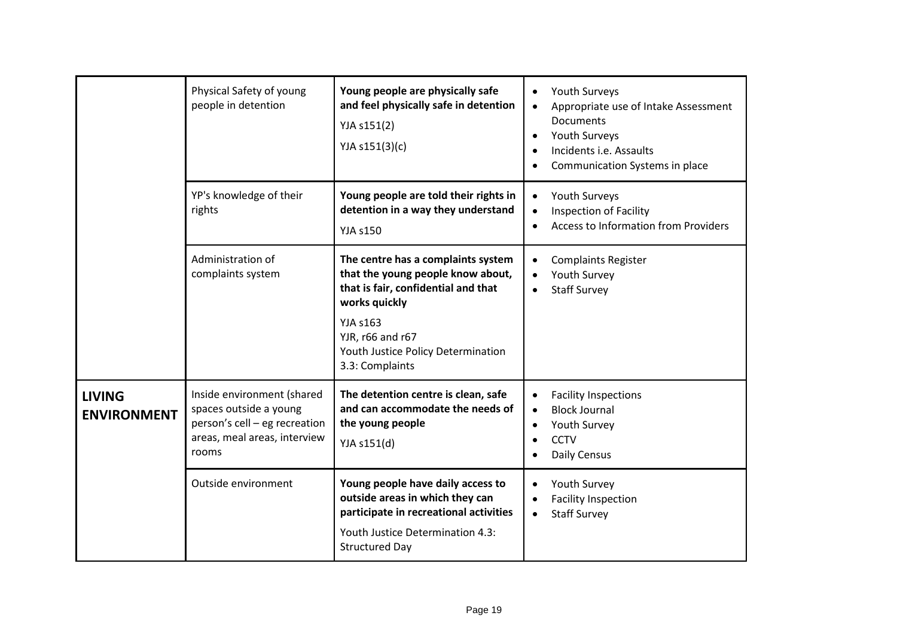| | | | |
|---|---|---|---|
| | Physical Safety of young people in detention | **Young people are physically safe and feel physically safe in detention**<br>YJA s151(2)<br>YJA s151(3)(c) | • Youth Surveys<br>• Appropriate use of Intake Assessment Documents<br>• Youth Surveys<br>• Incidents i.e. Assaults<br>• Communication Systems in place |
| | YP's knowledge of their rights | **Young people are told their rights in detention in a way they understand**<br>YJA s150 | • Youth Surveys<br>• Inspection of Facility<br>• Access to Information from Providers |
| | Administration of complaints system | **The centre has a complaints system that the young people know about, that is fair, confidential and that works quickly**<br>YJA s163<br>YJR, r66 and r67<br>Youth Justice Policy Determination 3.3: Complaints | • Complaints Register<br>• Youth Survey<br>• Staff Survey |
| **LIVING ENVIRONMENT** | Inside environment (shared spaces outside a young person's cell – eg recreation areas, meal areas, interview rooms | **The detention centre is clean, safe and can accommodate the needs of the young people**<br>YJA s151(d) | • Facility Inspections<br>• Block Journal<br>• Youth Survey<br>• CCTV<br>• Daily Census |
| | Outside environment | **Young people have daily access to outside areas in which they can participate in recreational activities**<br>Youth Justice Determination 4.3: Structured Day | • Youth Survey<br>• Facility Inspection<br>• Staff Survey |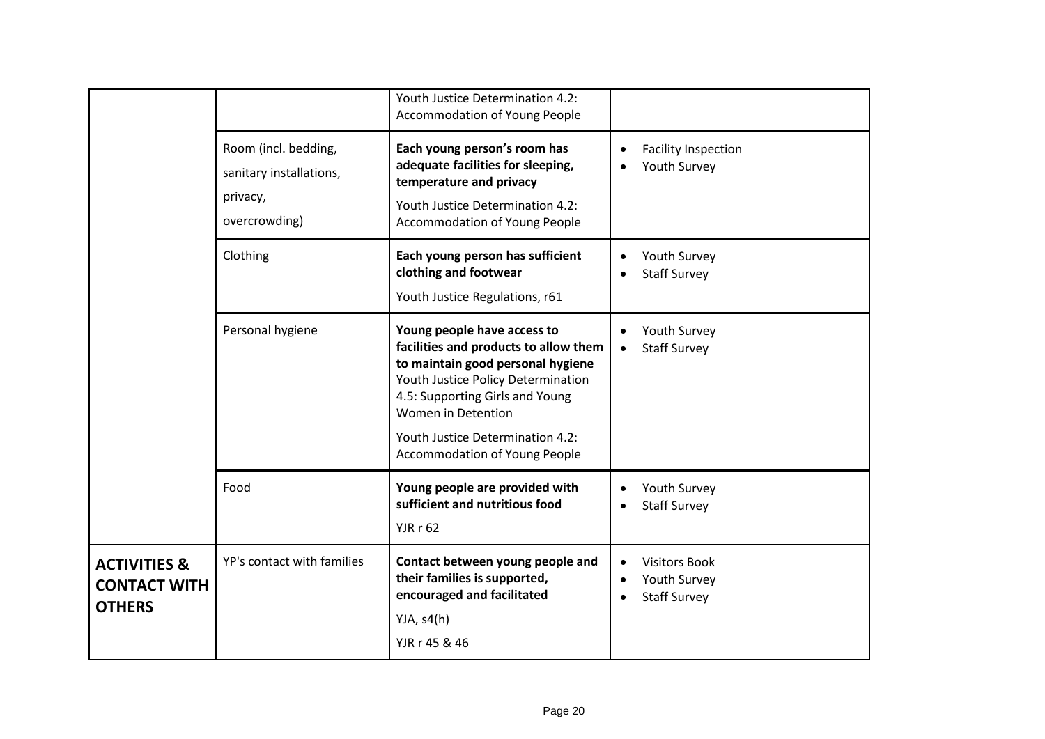| | | | |
|---|---|---|---|
| | | Youth Justice Determination 4.2: Accommodation of Young People | |
| | Room (incl. bedding, sanitary installations, privacy, overcrowding) | **Each young person's room has adequate facilities for sleeping, temperature and privacy**<br>Youth Justice Determination 4.2: Accommodation of Young People | • Facility Inspection<br>• Youth Survey |
| | Clothing | **Each young person has sufficient clothing and footwear**<br>Youth Justice Regulations, r61 | • Youth Survey<br>• Staff Survey |
| | Personal hygiene | **Young people have access to facilities and products to allow them to maintain good personal hygiene**<br>Youth Justice Policy Determination 4.5: Supporting Girls and Young Women in Detention<br>Youth Justice Determination 4.2: Accommodation of Young People | • Youth Survey<br>• Staff Survey |
| | Food | **Young people are provided with sufficient and nutritious food**<br>YJR r 62 | • Youth Survey<br>• Staff Survey |
| **ACTIVITIES & CONTACT WITH OTHERS** | YP's contact with families | **Contact between young people and their families is supported, encouraged and facilitated**<br>YJA, s4(h)<br>YJR r 45 & 46 | • Visitors Book<br>• Youth Survey<br>• Staff Survey |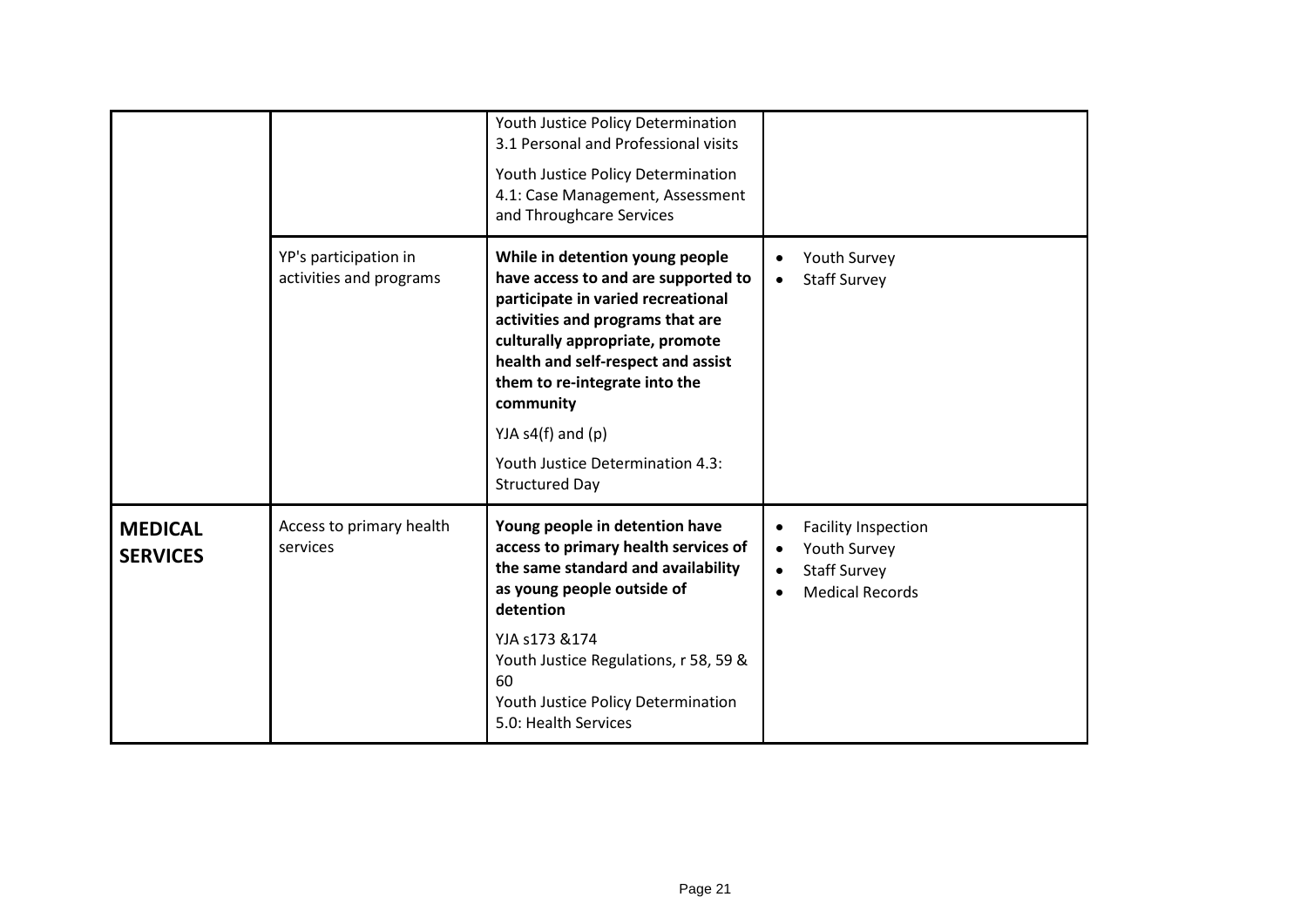| | | | |
|---|---|---|---|
| | | Youth Justice Policy Determination 3.1 Personal and Professional visits<br><br>Youth Justice Policy Determination 4.1: Case Management, Assessment and Throughcare Services | |
| | YP's participation in activities and programs | **While in detention young people have access to and are supported to participate in varied recreational activities and programs that are culturally appropriate, promote health and self-respect and assist them to re-integrate into the community**<br><br>YJA s4(f) and (p)<br><br>Youth Justice Determination 4.3: Structured Day | • Youth Survey<br>• Staff Survey |
| **MEDICAL SERVICES** | Access to primary health services | **Young people in detention have access to primary health services of the same standard and availability as young people outside of detention**<br><br>YJA s173 &174<br>Youth Justice Regulations, r 58, 59 & 60<br>Youth Justice Policy Determination 5.0: Health Services | • Facility Inspection<br>• Youth Survey<br>• Staff Survey<br>• Medical Records |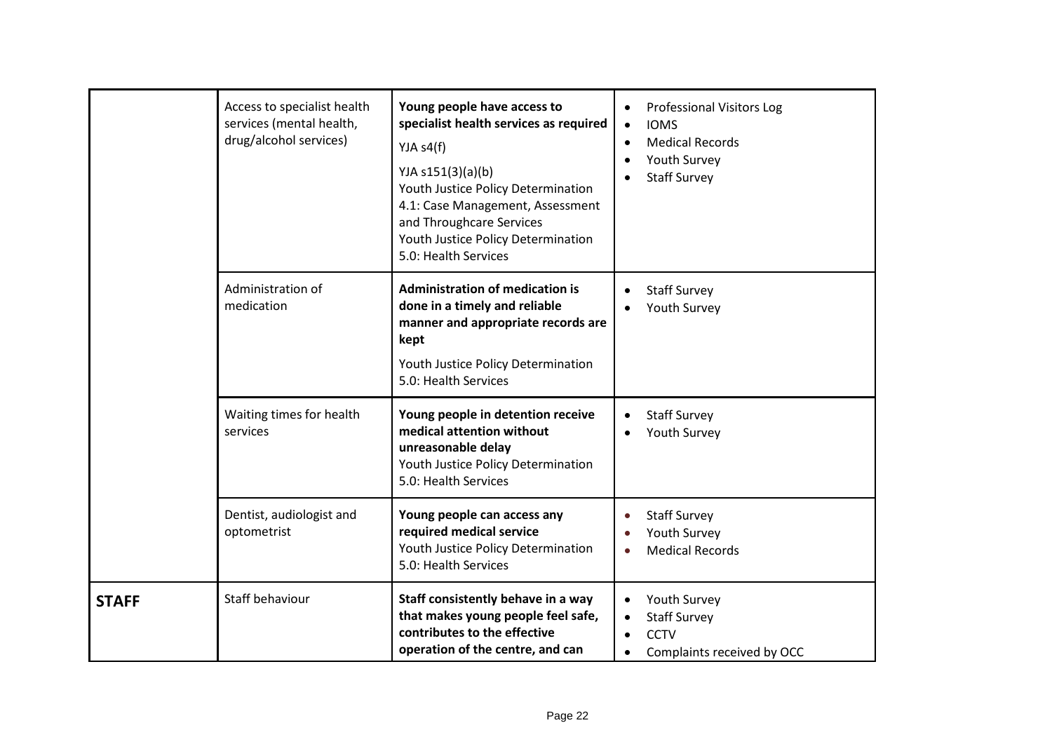| | | | |
|---|---|---|---|
| | Access to specialist health services (mental health, drug/alcohol services) | **Young people have access to specialist health services as required**<br>YJA s4(f)<br>YJA s151(3)(a)(b)<br>Youth Justice Policy Determination 4.1: Case Management, Assessment and Throughcare Services<br>Youth Justice Policy Determination 5.0: Health Services | • Professional Visitors Log<br>• IOMS<br>• Medical Records<br>• Youth Survey<br>• Staff Survey |
| | Administration of medication | **Administration of medication is done in a timely and reliable manner and appropriate records are kept**<br>Youth Justice Policy Determination 5.0: Health Services | • Staff Survey<br>• Youth Survey |
| | Waiting times for health services | **Young people in detention receive medical attention without unreasonable delay**<br>Youth Justice Policy Determination 5.0: Health Services | • Staff Survey<br>• Youth Survey |
| | Dentist, audiologist and optometrist | **Young people can access any required medical service**<br>Youth Justice Policy Determination 5.0: Health Services | • Staff Survey<br>• Youth Survey<br>• Medical Records |
| **STAFF** | Staff behaviour | **Staff consistently behave in a way that makes young people feel safe, contributes to the effective operation of the centre, and can** | • Youth Survey<br>• Staff Survey<br>• CCTV<br>• Complaints received by OCC |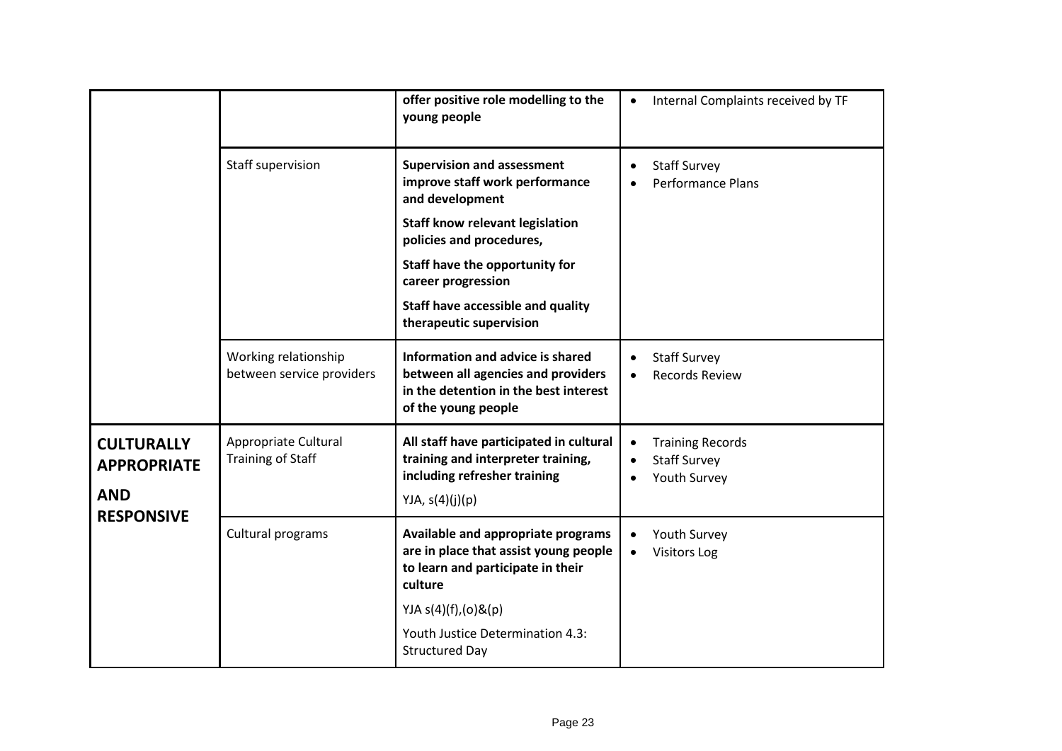| | | | |
|---|---|---|---|
| | | **offer positive role modelling to the young people** | • Internal Complaints received by TF |
| | Staff supervision | **Supervision and assessment improve staff work performance and development**<br>**Staff know relevant legislation policies and procedures,**<br>**Staff have the opportunity for career progression**<br>**Staff have accessible and quality therapeutic supervision** | • Staff Survey<br>• Performance Plans |
| | Working relationship between service providers | **Information and advice is shared between all agencies and providers in the detention in the best interest of the young people** | • Staff Survey<br>• Records Review |
| **CULTURALLY APPROPRIATE AND RESPONSIVE** | Appropriate Cultural Training of Staff | **All staff have participated in cultural training and interpreter training, including refresher training**<br>YJA, s(4)(j)(p) | • Training Records<br>• Staff Survey<br>• Youth Survey |
| | Cultural programs | **Available and appropriate programs are in place that assist young people to learn and participate in their culture**<br>YJA s(4)(f),(o)&(p)<br>Youth Justice Determination 4.3: Structured Day | • Youth Survey<br>• Visitors Log |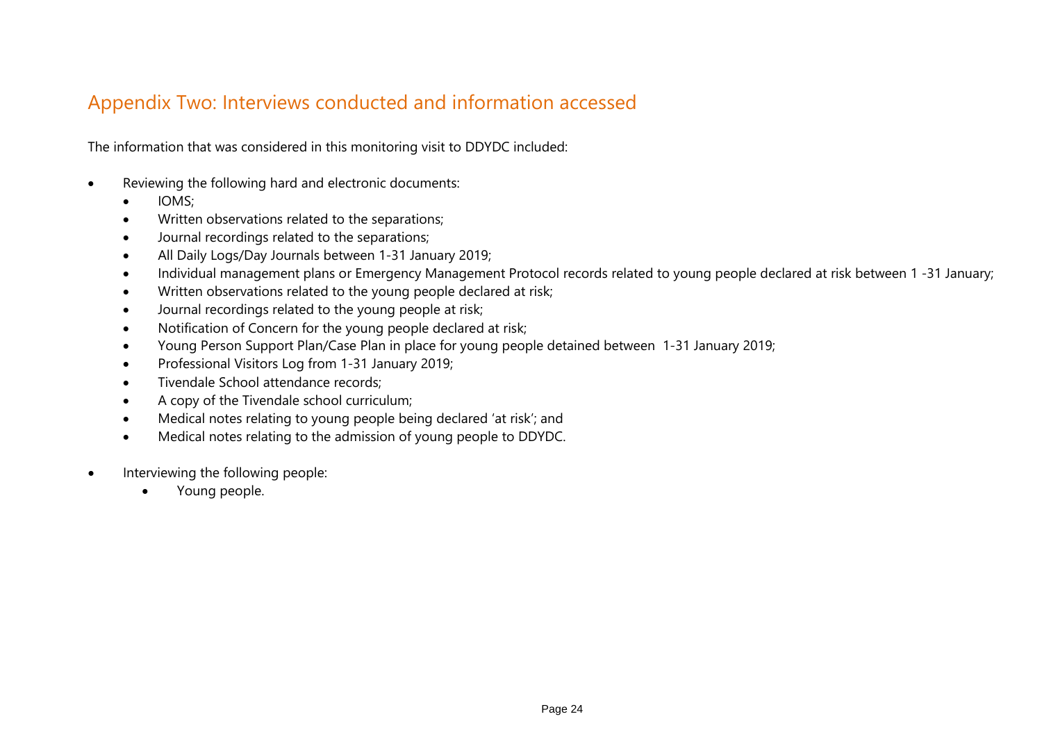## Appendix Two: Interviews conducted and information accessed

The information that was considered in this monitoring visit to DDYDC included:

- Reviewing the following hard and electronic documents:
  - IOMS;
  - Written observations related to the separations;
  - Journal recordings related to the separations;
  - All Daily Logs/Day Journals between 1-31 January 2019;
  - Individual management plans or Emergency Management Protocol records related to young people declared at risk between 1 -31 January;
  - Written observations related to the young people declared at risk;
  - Journal recordings related to the young people at risk;
  - Notification of Concern for the young people declared at risk;
  - Young Person Support Plan/Case Plan in place for young people detained between 1-31 January 2019;
  - Professional Visitors Log from 1-31 January 2019;
  - Tivendale School attendance records;
  - A copy of the Tivendale school curriculum;
  - Medical notes relating to young people being declared 'at risk'; and
  - Medical notes relating to the admission of young people to DDYDC.
- Interviewing the following people:
  - Young people.